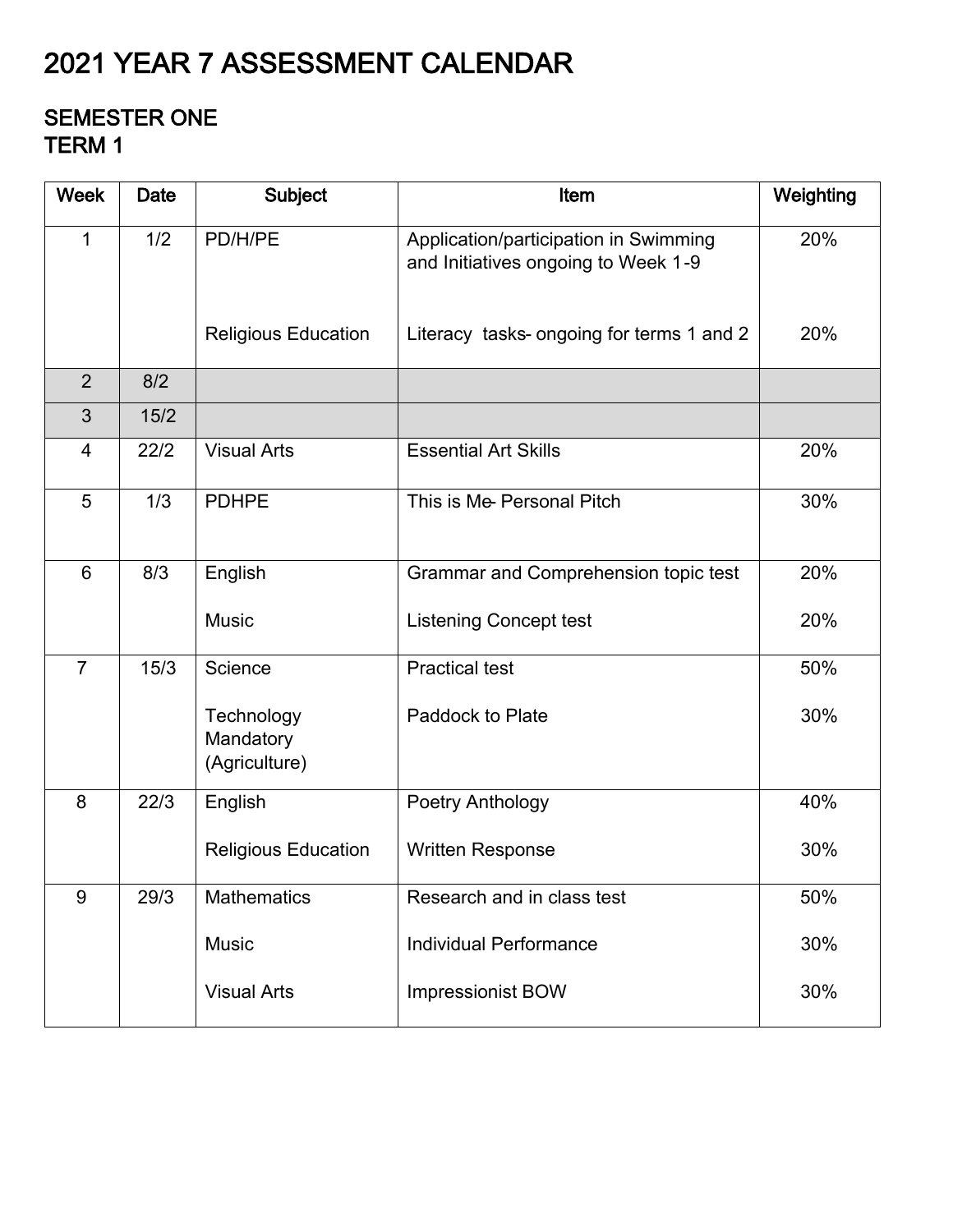# 2021 YEAR 7 ASSESSMENT CALENDAR

## SEMESTER ONE
## TERM 1

| Week | Date | Subject | Item | Weighting |
|---|---|---|---|---|
| 1 | 1/2 | PD/H/PE | Application/participation in Swimming and Initiatives ongoing to Week 1-9 | 20% |
| | | Religious Education | Literacy tasks- ongoing for terms 1 and 2 | 20% |
| 2 | 8/2 | | | |
| 3 | 15/2 | | | |
| 4 | 22/2 | Visual Arts | Essential Art Skills | 20% |
| 5 | 1/3 | PDHPE | This is Me- Personal Pitch | 30% |
| 6 | 8/3 | English | Grammar and Comprehension topic test | 20% |
| | | Music | Listening Concept test | 20% |
| 7 | 15/3 | Science | Practical test | 50% |
| | | Technology Mandatory (Agriculture) | Paddock to Plate | 30% |
| 8 | 22/3 | English | Poetry Anthology | 40% |
| | | Religious Education | Written Response | 30% |
| 9 | 29/3 | Mathematics | Research and in class test | 50% |
| | | Music | Individual Performance | 30% |
| | | Visual Arts | Impressionist BOW | 30% |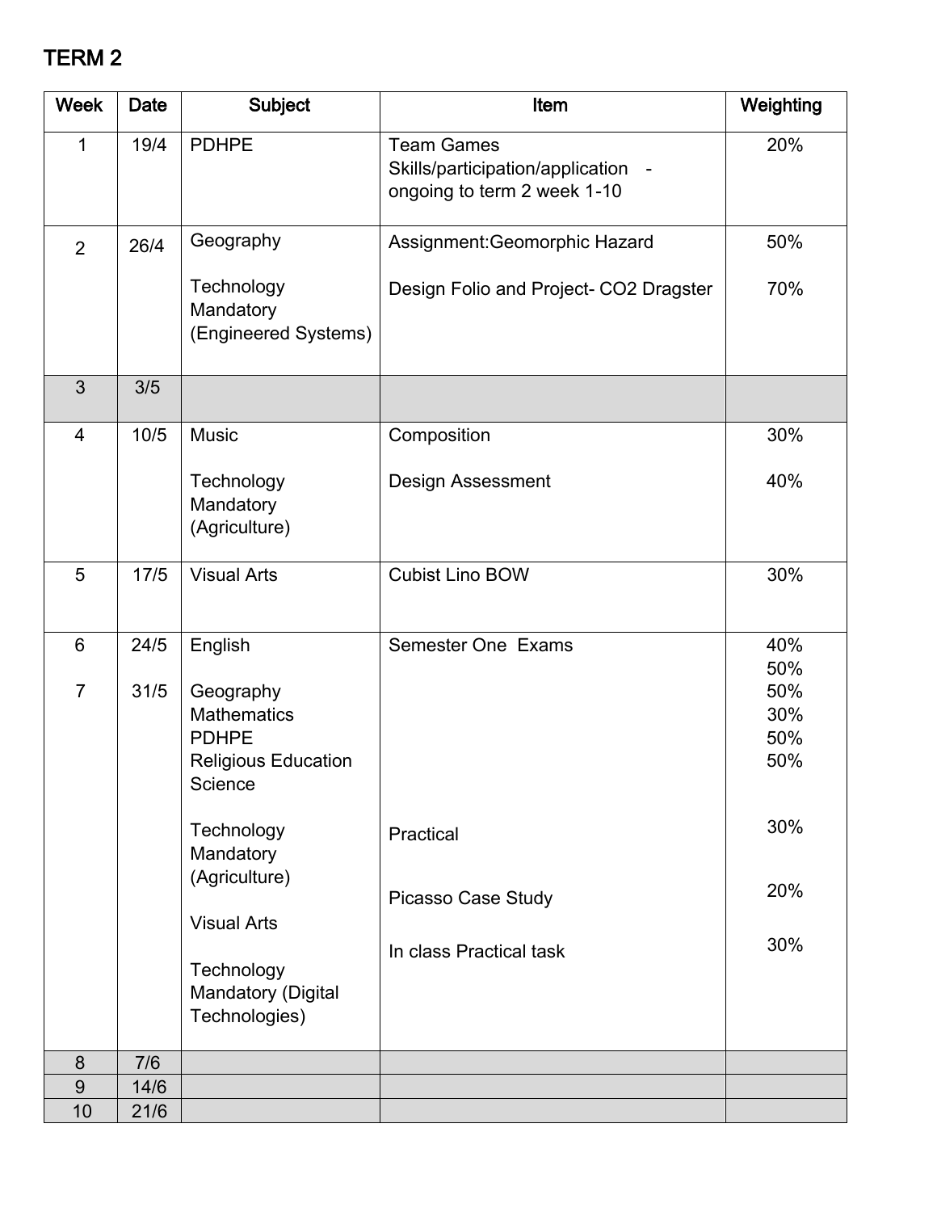## TERM 2

| Week | Date | Subject | Item | Weighting |
|---|---|---|---|---|
| 1 | 19/4 | PDHPE | Team Games Skills/participation/application - ongoing to term 2 week 1-10 | 20% |
| 2 | 26/4 | Geography | Assignment:Geomorphic Hazard | 50% |
| | | Technology Mandatory (Engineered Systems) | Design Folio and Project- $CO_2$ Dragster | 70% |
| 3 | 3/5 | | | |
| 4 | 10/5 | Music | Composition | 30% |
| | | Technology Mandatory (Agriculture) | Design Assessment | 40% |
| 5 | 17/5 | Visual Arts | Cubist Lino BOW | 30% |
| 6 | 24/5 | English | Semester One Exams | 40% |
| 7 | 31/5 | Geography | | 50% |
| | | Mathematics | | 50% |
| | | PDHPE | | 30% |
| | | Religious Education | | 50% |
| | | Science | | 50% |
| | | Technology Mandatory (Agriculture) | Practical | 30% |
| | | Visual Arts | Picasso Case Study | 20% |
| | | Technology Mandatory (Digital Technologies) | In class Practical task | 30% |
| 8 | 7/6 | | | |
| 9 | 14/6 | | | |
| 10 | 21/6 | | | |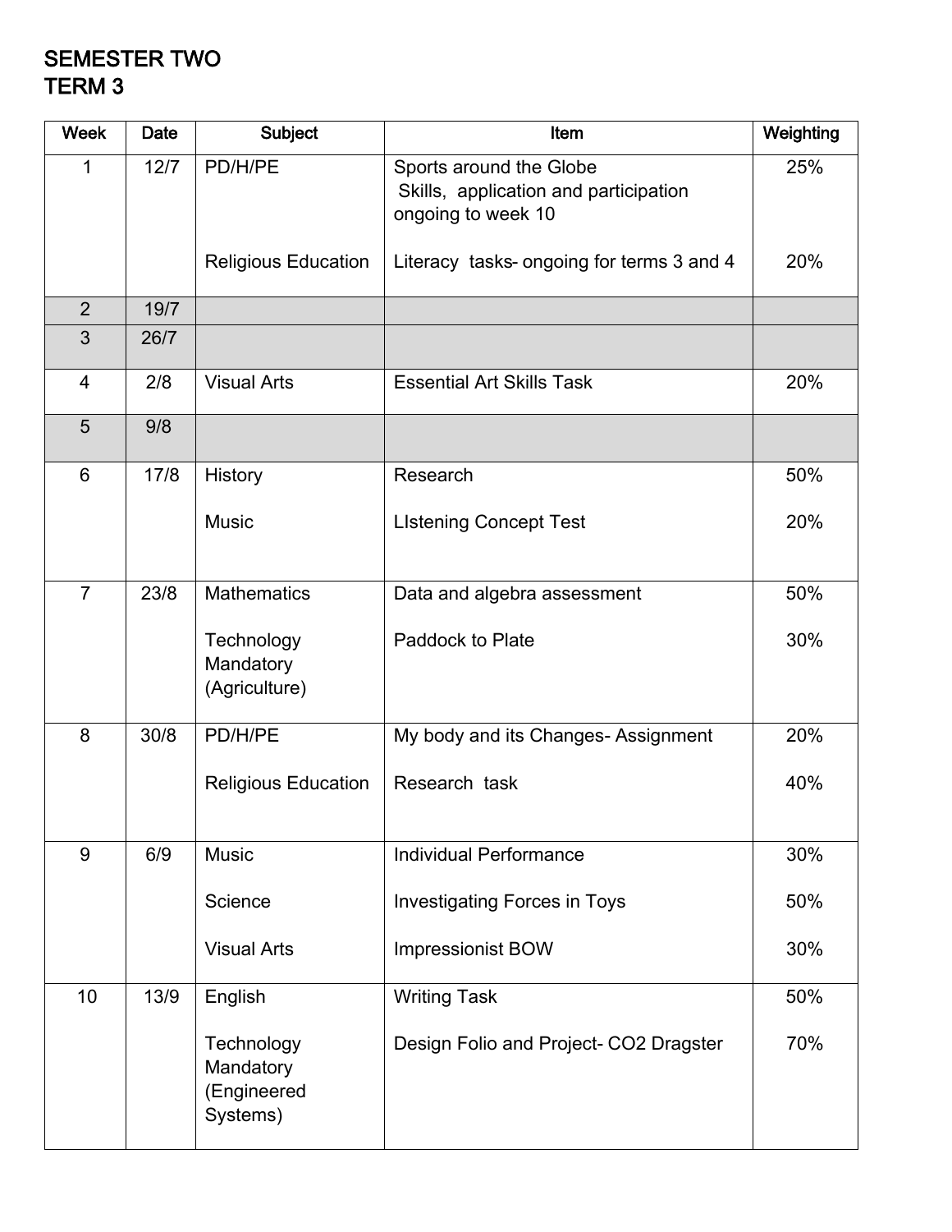## SEMESTER TWO
## TERM 3

| Week | Date | Subject | Item | Weighting |
|---|---|---|---|---|
| 1 | 12/7 | PD/H/PE | Sports around the Globe Skills, application and participation ongoing to week 10 | 25% |
| | | Religious Education | Literacy tasks- ongoing for terms 3 and 4 | 20% |
| 2 | 19/7 | | | |
| 3 | 26/7 | | | |
| 4 | 2/8 | Visual Arts | Essential Art Skills Task | 20% |
| 5 | 9/8 | | | |
| 6 | 17/8 | History | Research | 50% |
| | | Music | LIstening Concept Test | 20% |
| 7 | 23/8 | Mathematics | Data and algebra assessment | 50% |
| | | Technology Mandatory (Agriculture) | Paddock to Plate | 30% |
| 8 | 30/8 | PD/H/PE | My body and its Changes- Assignment | 20% |
| | | Religious Education | Research task | 40% |
| 9 | 6/9 | Music | Individual Performance | 30% |
| | | Science | Investigating Forces in Toys | 50% |
| | | Visual Arts | Impressionist BOW | 30% |
| 10 | 13/9 | English | Writing Task | 50% |
| | | Technology Mandatory (Engineered Systems) | Design Folio and Project- CO2 Dragster | 70% |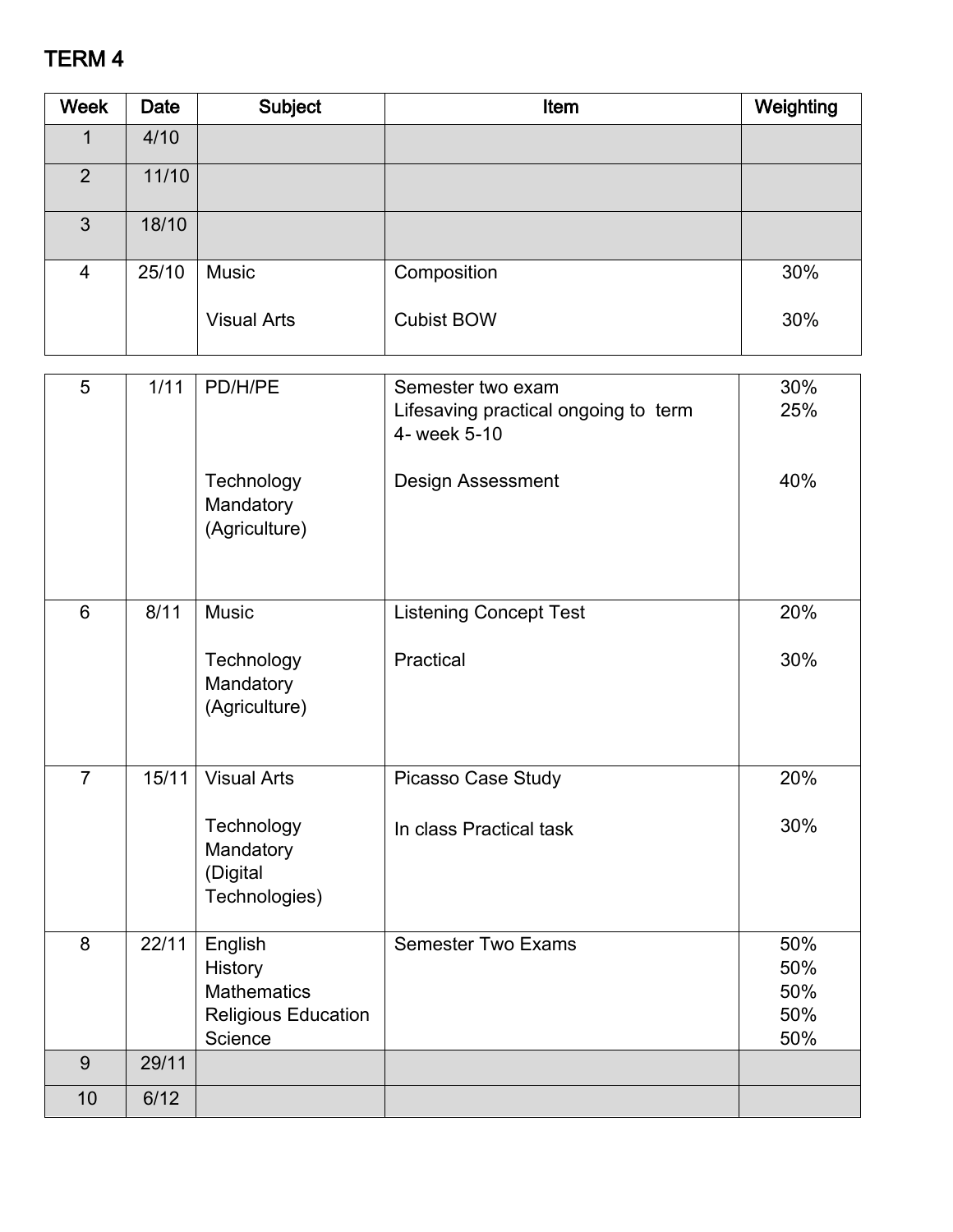## TERM 4

| Week | Date | Subject | Item | Weighting |
|---|---|---|---|---|
| 1 | 4/10 | | | |
| 2 | 11/10 | | | |
| 3 | 18/10 | | | |
| 4 | 25/10 | Music<br><br>Visual Arts | Composition<br><br>Cubist BOW | 30%<br><br>30% |
| 5 | 1/11 | PD/H/PE<br><br><br>Technology Mandatory (Agriculture) | Semester two exam<br>Lifesaving practical ongoing to term 4- week 5-10<br><br>Design Assessment | 30%<br>25%<br><br><br>40% |
| 6 | 8/11 | Music<br><br>Technology Mandatory (Agriculture) | Listening Concept Test<br><br>Practical | 20%<br><br>30% |
| 7 | 15/11 | Visual Arts<br><br>Technology Mandatory (Digital Technologies) | Picasso Case Study<br><br>In class Practical task | 20%<br><br>30% |
| 8 | 22/11 | English<br>History<br>Mathematics<br>Religious Education<br>Science | Semester Two Exams | 50%<br>50%<br>50%<br>50%<br>50% |
| 9 | 29/11 | | | |
| 10 | 6/12 | | | |